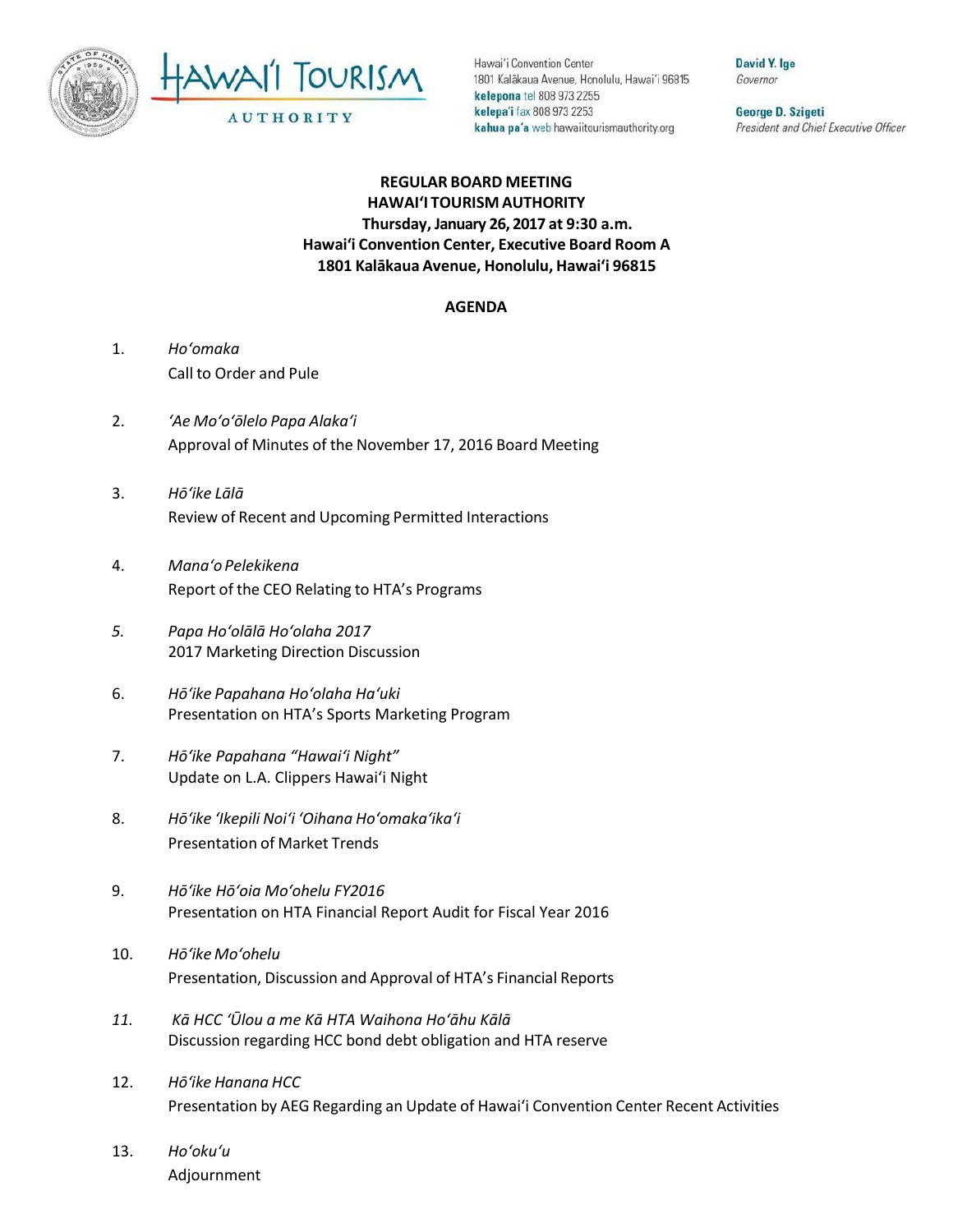Hawaiʻi Convention Center
1801 Kalākaua Avenue, Honolulu, Hawaiʻi 96815
**kelepona** tel 808 973 2255
**kelepaʻi** fax 808 973 2253
**kahua paʻa** web hawaiitourismauthority.org

**David Y. Ige**
*Governor*

**George D. Szigeti**
*President and Chief Executive Officer*

**REGULAR BOARD MEETING**
**HAWAIʻI TOURISM AUTHORITY**
**Thursday, January 26, 2017 at 9:30 a.m.**
**Hawaiʻi Convention Center, Executive Board Room A**
**1801 Kalākaua Avenue, Honolulu, Hawaiʻi 96815**

**AGENDA**

1. *Hoʻomaka*
   Call to Order and Pule

2. *ʻAe Moʻoʻōlelo Papa Alakaʻi*
   Approval of Minutes of the November 17, 2016 Board Meeting

3. *Hōʻike Lālā*
   Review of Recent and Upcoming Permitted Interactions

4. *Manaʻo Pelekikena*
   Report of the CEO Relating to HTA's Programs

5. *Papa Hoʻolālā Hoʻolaha 2017*
   2017 Marketing Direction Discussion

6. *Hōʻike Papahana Hoʻolaha Haʻuki*
   Presentation on HTA's Sports Marketing Program

7. *Hōʻike Papahana "Hawaiʻi Night"*
   Update on L.A. Clippers Hawaiʻi Night

8. *Hōʻike ʻIkepili Noiʻi ʻOihana Hoʻomakaʻikaʻi*
   Presentation of Market Trends

9. *Hōʻike Hōʻoia Moʻohelu FY2016*
   Presentation on HTA Financial Report Audit for Fiscal Year 2016

10. *Hōʻike Moʻohelu*
    Presentation, Discussion and Approval of HTA's Financial Reports

11. *Kā HCC ʻŪlou a me Kā HTA Waihona Hoʻāhu Kālā*
    Discussion regarding HCC bond debt obligation and HTA reserve

12. *Hōʻike Hanana HCC*
    Presentation by AEG Regarding an Update of Hawaiʻi Convention Center Recent Activities

13. *Hoʻokuʻu*
    Adjournment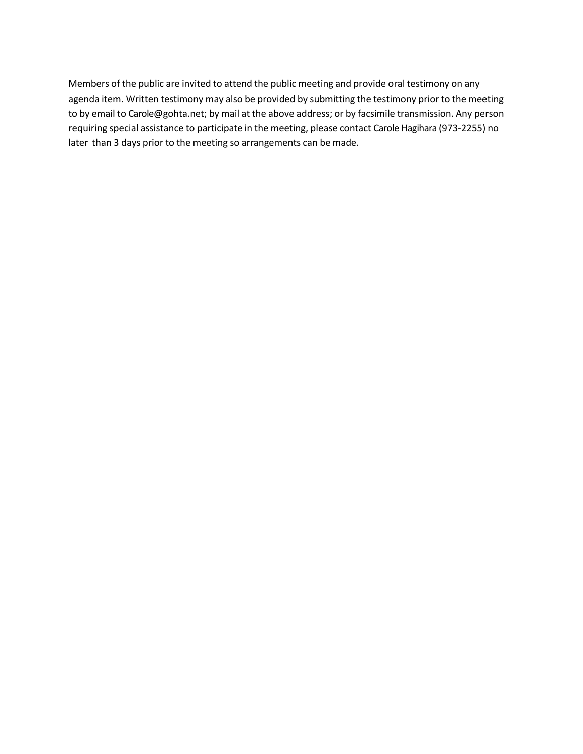Members of the public are invited to attend the public meeting and provide oral testimony on any agenda item. Written testimony may also be provided by submitting the testimony prior to the meeting to by email to Carole@gohta.net; by mail at the above address; or by facsimile transmission. Any person requiring special assistance to participate in the meeting, please contact Carole Hagihara (973-2255) no later than 3 days prior to the meeting so arrangements can be made.